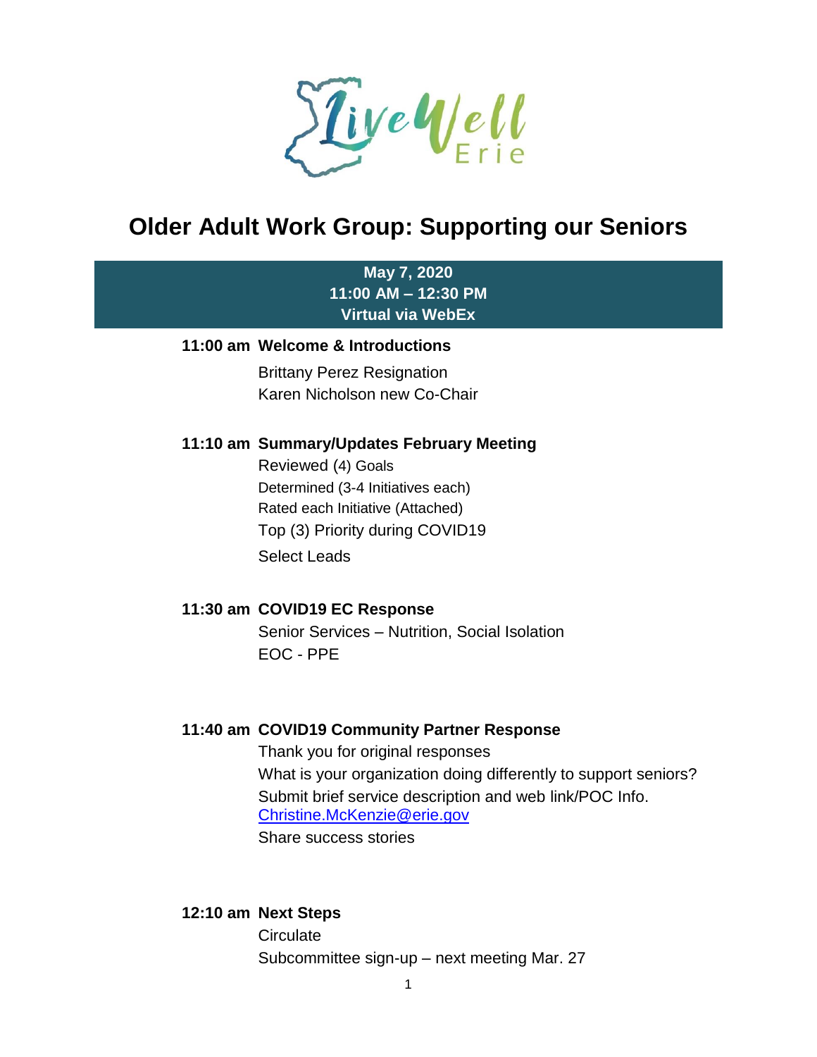# Older Adult Work Group: Supporting our Seniors

**May 7, 2020**
**11:00 AM – 12:30 PM**
**Virtual via WebEx**

**11:00 am Welcome & Introductions**

Brittany Perez Resignation
Karen Nicholson new Co-Chair

**11:10 am Summary/Updates February Meeting**

Reviewed (4) Goals
Determined (3-4 Initiatives each)
Rated each Initiative (Attached)
Top (3) Priority during COVID19
Select Leads

**11:30 am COVID19 EC Response**

Senior Services – Nutrition, Social Isolation
EOC - PPE

**11:40 am COVID19 Community Partner Response**

Thank you for original responses
What is your organization doing differently to support seniors?
Submit brief service description and web link/POC Info.
[Christine.McKenzie@erie.gov](mailto:Christine.McKenzie@erie.gov)
Share success stories

**12:10 am Next Steps**

Circulate
Subcommittee sign-up – next meeting Mar. 27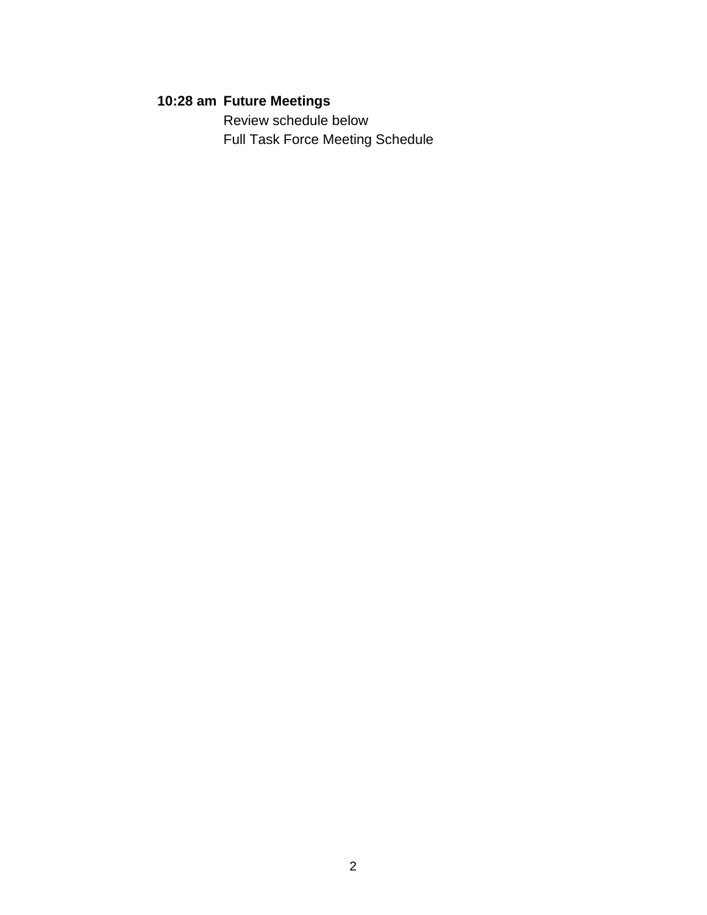**10:28 am Future Meetings**

Review schedule below

Full Task Force Meeting Schedule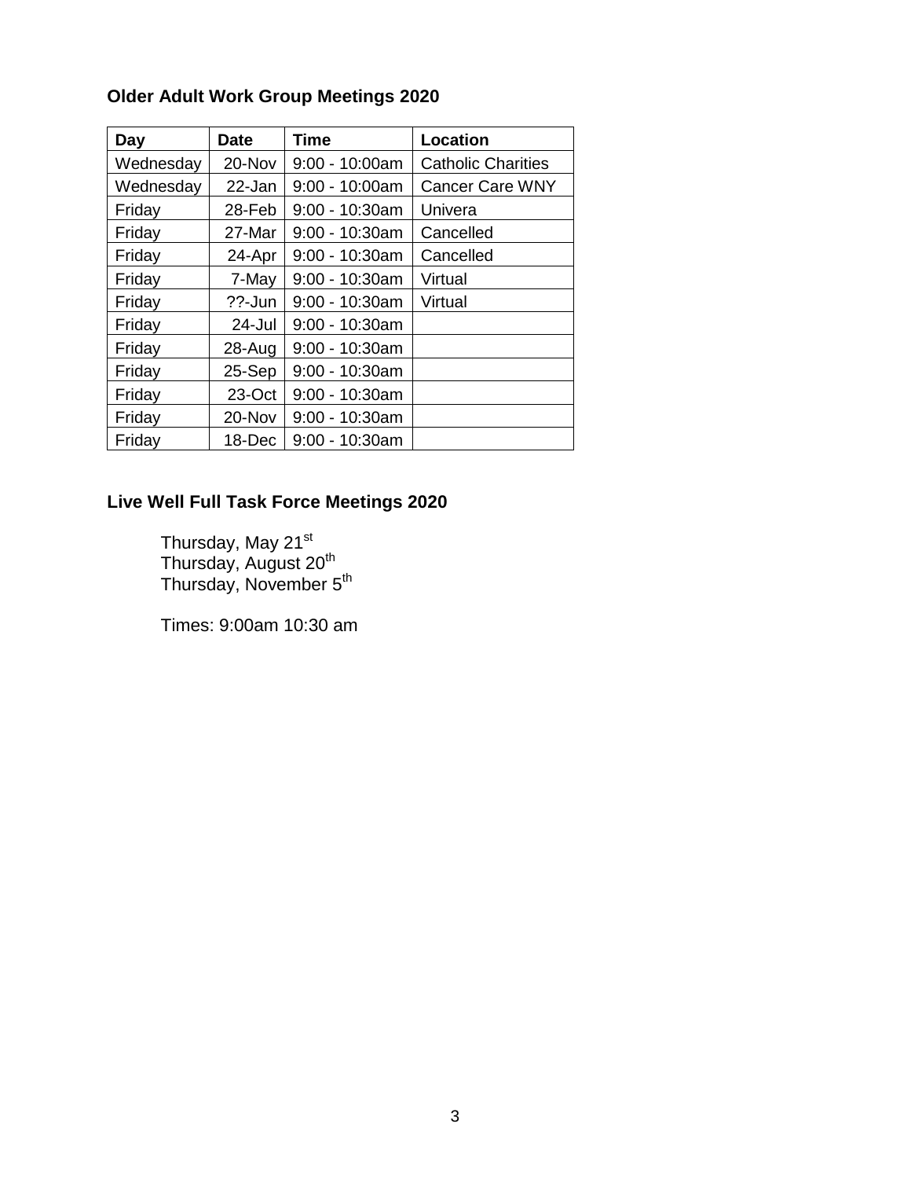## Older Adult Work Group Meetings 2020

| Day | Date | Time | Location |
|---|---|---|---|
| Wednesday | 20-Nov | 9:00 - 10:00am | Catholic Charities |
| Wednesday | 22-Jan | 9:00 - 10:00am | Cancer Care WNY |
| Friday | 28-Feb | 9:00 - 10:30am | Univera |
| Friday | 27-Mar | 9:00 - 10:30am | Cancelled |
| Friday | 24-Apr | 9:00 - 10:30am | Cancelled |
| Friday | 7-May | 9:00 - 10:30am | Virtual |
| Friday | ??-Jun | 9:00 - 10:30am | Virtual |
| Friday | 24-Jul | 9:00 - 10:30am | |
| Friday | 28-Aug | 9:00 - 10:30am | |
| Friday | 25-Sep | 9:00 - 10:30am | |
| Friday | 23-Oct | 9:00 - 10:30am | |
| Friday | 20-Nov | 9:00 - 10:30am | |
| Friday | 18-Dec | 9:00 - 10:30am | |

## Live Well Full Task Force Meetings 2020

Thursday, May 21st
Thursday, August 20th
Thursday, November 5th

Times: 9:00am 10:30 am